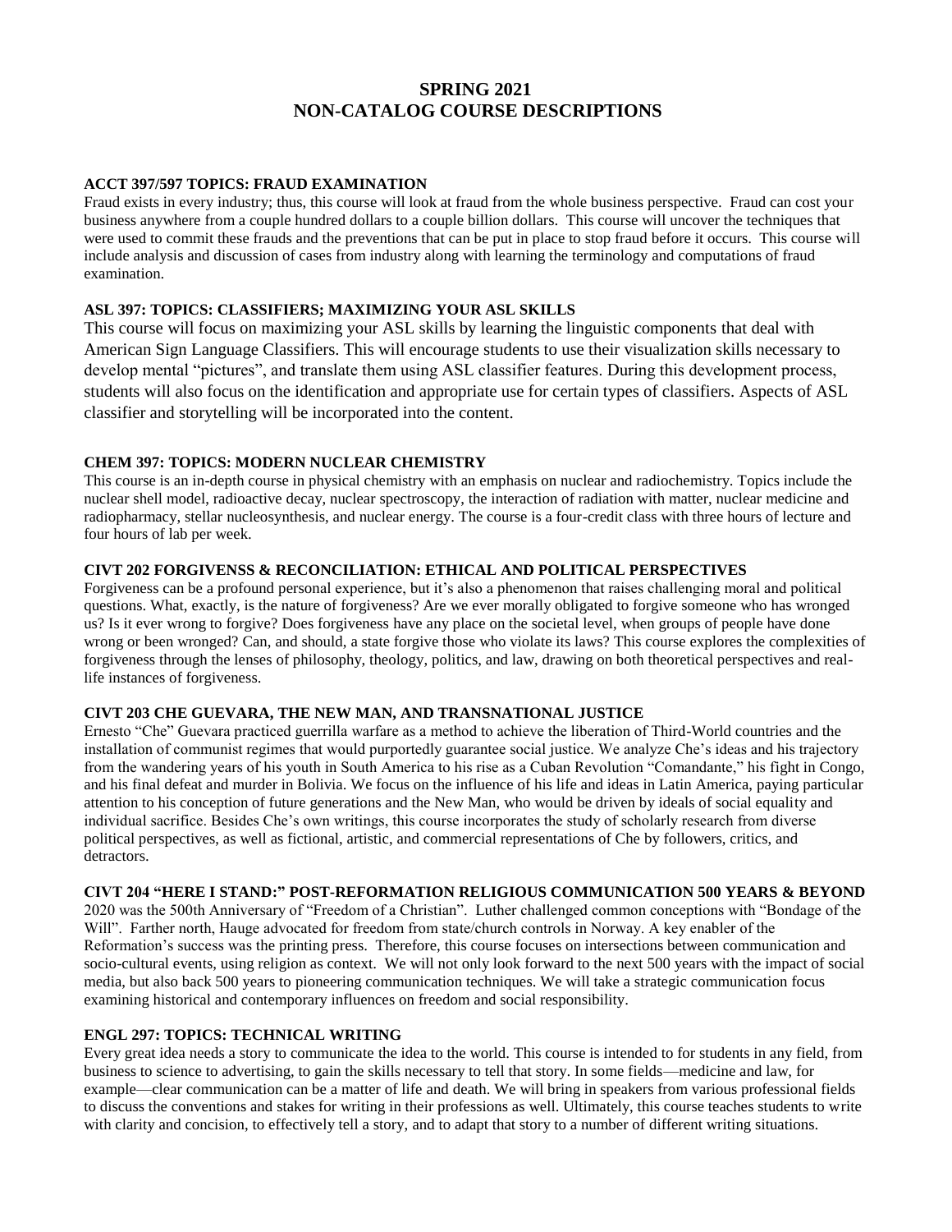# SPRING 2021
# NON-CATALOG COURSE DESCRIPTIONS

**ACCT 397/597 TOPICS: FRAUD EXAMINATION**

Fraud exists in every industry; thus, this course will look at fraud from the whole business perspective. Fraud can cost your business anywhere from a couple hundred dollars to a couple billion dollars. This course will uncover the techniques that were used to commit these frauds and the preventions that can be put in place to stop fraud before it occurs. This course will include analysis and discussion of cases from industry along with learning the terminology and computations of fraud examination.

**ASL 397: TOPICS: CLASSIFIERS; MAXIMIZING YOUR ASL SKILLS**

This course will focus on maximizing your ASL skills by learning the linguistic components that deal with American Sign Language Classifiers. This will encourage students to use their visualization skills necessary to develop mental "pictures", and translate them using ASL classifier features. During this development process, students will also focus on the identification and appropriate use for certain types of classifiers. Aspects of ASL classifier and storytelling will be incorporated into the content.

**CHEM 397: TOPICS: MODERN NUCLEAR CHEMISTRY**

This course is an in-depth course in physical chemistry with an emphasis on nuclear and radiochemistry. Topics include the nuclear shell model, radioactive decay, nuclear spectroscopy, the interaction of radiation with matter, nuclear medicine and radiopharmacy, stellar nucleosynthesis, and nuclear energy. The course is a four-credit class with three hours of lecture and four hours of lab per week.

**CIVT 202 FORGIVENSS & RECONCILIATION: ETHICAL AND POLITICAL PERSPECTIVES**

Forgiveness can be a profound personal experience, but it's also a phenomenon that raises challenging moral and political questions. What, exactly, is the nature of forgiveness? Are we ever morally obligated to forgive someone who has wronged us? Is it ever wrong to forgive? Does forgiveness have any place on the societal level, when groups of people have done wrong or been wronged? Can, and should, a state forgive those who violate its laws? This course explores the complexities of forgiveness through the lenses of philosophy, theology, politics, and law, drawing on both theoretical perspectives and real-life instances of forgiveness.

**CIVT 203 CHE GUEVARA, THE NEW MAN, AND TRANSNATIONAL JUSTICE**

Ernesto "Che" Guevara practiced guerrilla warfare as a method to achieve the liberation of Third-World countries and the installation of communist regimes that would purportedly guarantee social justice. We analyze Che's ideas and his trajectory from the wandering years of his youth in South America to his rise as a Cuban Revolution "Comandante," his fight in Congo, and his final defeat and murder in Bolivia. We focus on the influence of his life and ideas in Latin America, paying particular attention to his conception of future generations and the New Man, who would be driven by ideals of social equality and individual sacrifice. Besides Che's own writings, this course incorporates the study of scholarly research from diverse political perspectives, as well as fictional, artistic, and commercial representations of Che by followers, critics, and detractors.

**CIVT 204 "HERE I STAND:" POST-REFORMATION RELIGIOUS COMMUNICATION 500 YEARS & BEYOND**

2020 was the 500th Anniversary of "Freedom of a Christian". Luther challenged common conceptions with "Bondage of the Will". Farther north, Hauge advocated for freedom from state/church controls in Norway. A key enabler of the Reformation's success was the printing press. Therefore, this course focuses on intersections between communication and socio-cultural events, using religion as context. We will not only look forward to the next 500 years with the impact of social media, but also back 500 years to pioneering communication techniques. We will take a strategic communication focus examining historical and contemporary influences on freedom and social responsibility.

**ENGL 297: TOPICS: TECHNICAL WRITING**

Every great idea needs a story to communicate the idea to the world. This course is intended to for students in any field, from business to science to advertising, to gain the skills necessary to tell that story. In some fields—medicine and law, for example—clear communication can be a matter of life and death. We will bring in speakers from various professional fields to discuss the conventions and stakes for writing in their professions as well. Ultimately, this course teaches students to write with clarity and concision, to effectively tell a story, and to adapt that story to a number of different writing situations.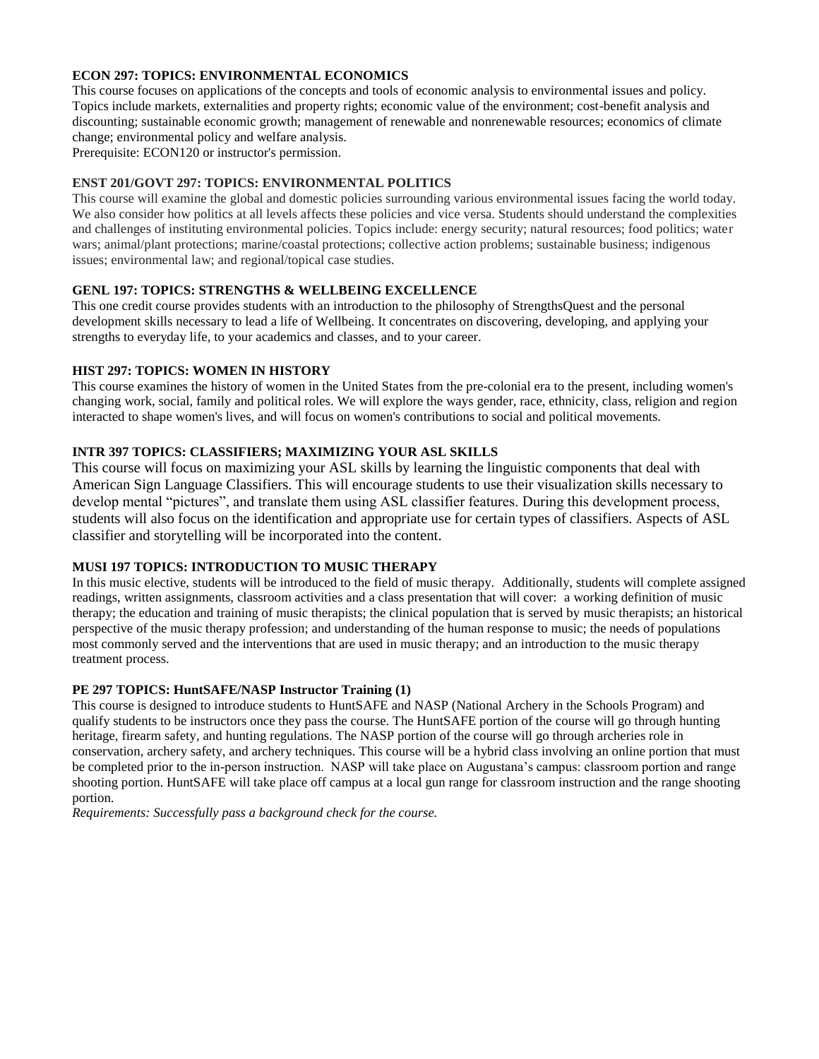**ECON 297: TOPICS: ENVIRONMENTAL ECONOMICS**

This course focuses on applications of the concepts and tools of economic analysis to environmental issues and policy. Topics include markets, externalities and property rights; economic value of the environment; cost-benefit analysis and discounting; sustainable economic growth; management of renewable and nonrenewable resources; economics of climate change; environmental policy and welfare analysis.

Prerequisite: ECON120 or instructor's permission.

**ENST 201/GOVT 297: TOPICS: ENVIRONMENTAL POLITICS**

This course will examine the global and domestic policies surrounding various environmental issues facing the world today. We also consider how politics at all levels affects these policies and vice versa. Students should understand the complexities and challenges of instituting environmental policies. Topics include: energy security; natural resources; food politics; water wars; animal/plant protections; marine/coastal protections; collective action problems; sustainable business; indigenous issues; environmental law; and regional/topical case studies.

**GENL 197: TOPICS: STRENGTHS & WELLBEING EXCELLENCE**

This one credit course provides students with an introduction to the philosophy of StrengthsQuest and the personal development skills necessary to lead a life of Wellbeing. It concentrates on discovering, developing, and applying your strengths to everyday life, to your academics and classes, and to your career.

**HIST 297: TOPICS: WOMEN IN HISTORY**

This course examines the history of women in the United States from the pre-colonial era to the present, including women's changing work, social, family and political roles. We will explore the ways gender, race, ethnicity, class, religion and region interacted to shape women's lives, and will focus on women's contributions to social and political movements.

**INTR 397 TOPICS: CLASSIFIERS; MAXIMIZING YOUR ASL SKILLS**

This course will focus on maximizing your ASL skills by learning the linguistic components that deal with American Sign Language Classifiers. This will encourage students to use their visualization skills necessary to develop mental "pictures", and translate them using ASL classifier features. During this development process, students will also focus on the identification and appropriate use for certain types of classifiers. Aspects of ASL classifier and storytelling will be incorporated into the content.

**MUSI 197 TOPICS: INTRODUCTION TO MUSIC THERAPY**

In this music elective, students will be introduced to the field of music therapy. Additionally, students will complete assigned readings, written assignments, classroom activities and a class presentation that will cover: a working definition of music therapy; the education and training of music therapists; the clinical population that is served by music therapists; an historical perspective of the music therapy profession; and understanding of the human response to music; the needs of populations most commonly served and the interventions that are used in music therapy; and an introduction to the music therapy treatment process.

**PE 297 TOPICS: HuntSAFE/NASP Instructor Training (1)**

This course is designed to introduce students to HuntSAFE and NASP (National Archery in the Schools Program) and qualify students to be instructors once they pass the course. The HuntSAFE portion of the course will go through hunting heritage, firearm safety, and hunting regulations. The NASP portion of the course will go through archeries role in conservation, archery safety, and archery techniques. This course will be a hybrid class involving an online portion that must be completed prior to the in-person instruction. NASP will take place on Augustana's campus: classroom portion and range shooting portion. HuntSAFE will take place off campus at a local gun range for classroom instruction and the range shooting portion.

*Requirements: Successfully pass a background check for the course.*